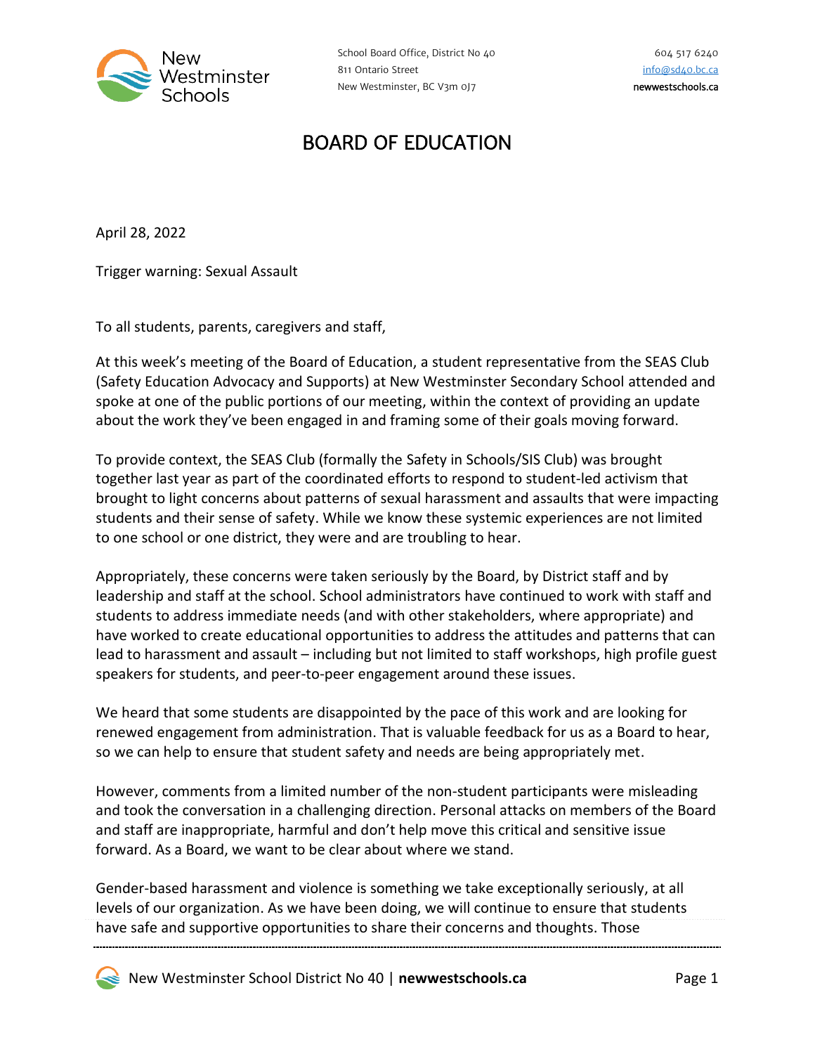New Westminster Schools

School Board Office, District No 40
811 Ontario Street
New Westminster, BC V3m 0J7

604 517 6240
info@sd40.bc.ca
newwestschools.ca

# BOARD OF EDUCATION

April 28, 2022

Trigger warning: Sexual Assault

To all students, parents, caregivers and staff,

At this week's meeting of the Board of Education, a student representative from the SEAS Club (Safety Education Advocacy and Supports) at New Westminster Secondary School attended and spoke at one of the public portions of our meeting, within the context of providing an update about the work they've been engaged in and framing some of their goals moving forward.

To provide context, the SEAS Club (formally the Safety in Schools/SIS Club) was brought together last year as part of the coordinated efforts to respond to student-led activism that brought to light concerns about patterns of sexual harassment and assaults that were impacting students and their sense of safety. While we know these systemic experiences are not limited to one school or one district, they were and are troubling to hear.

Appropriately, these concerns were taken seriously by the Board, by District staff and by leadership and staff at the school. School administrators have continued to work with staff and students to address immediate needs (and with other stakeholders, where appropriate) and have worked to create educational opportunities to address the attitudes and patterns that can lead to harassment and assault – including but not limited to staff workshops, high profile guest speakers for students, and peer-to-peer engagement around these issues.

We heard that some students are disappointed by the pace of this work and are looking for renewed engagement from administration. That is valuable feedback for us as a Board to hear, so we can help to ensure that student safety and needs are being appropriately met.

However, comments from a limited number of the non-student participants were misleading and took the conversation in a challenging direction. Personal attacks on members of the Board and staff are inappropriate, harmful and don't help move this critical and sensitive issue forward. As a Board, we want to be clear about where we stand.

Gender-based harassment and violence is something we take exceptionally seriously, at all levels of our organization. As we have been doing, we will continue to ensure that students have safe and supportive opportunities to share their concerns and thoughts. Those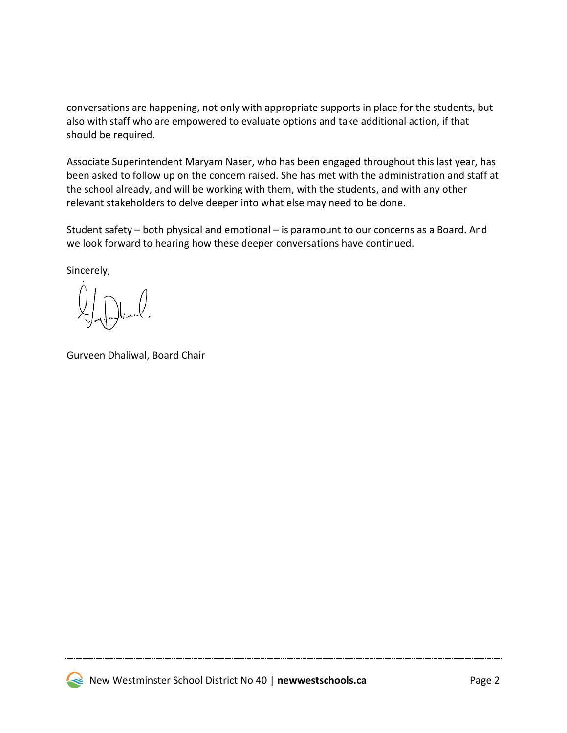conversations are happening, not only with appropriate supports in place for the students, but also with staff who are empowered to evaluate options and take additional action, if that should be required.

Associate Superintendent Maryam Naser, who has been engaged throughout this last year, has been asked to follow up on the concern raised. She has met with the administration and staff at the school already, and will be working with them, with the students, and with any other relevant stakeholders to delve deeper into what else may need to be done.

Student safety – both physical and emotional – is paramount to our concerns as a Board. And we look forward to hearing how these deeper conversations have continued.

Sincerely,

Gurveen Dhaliwal, Board Chair